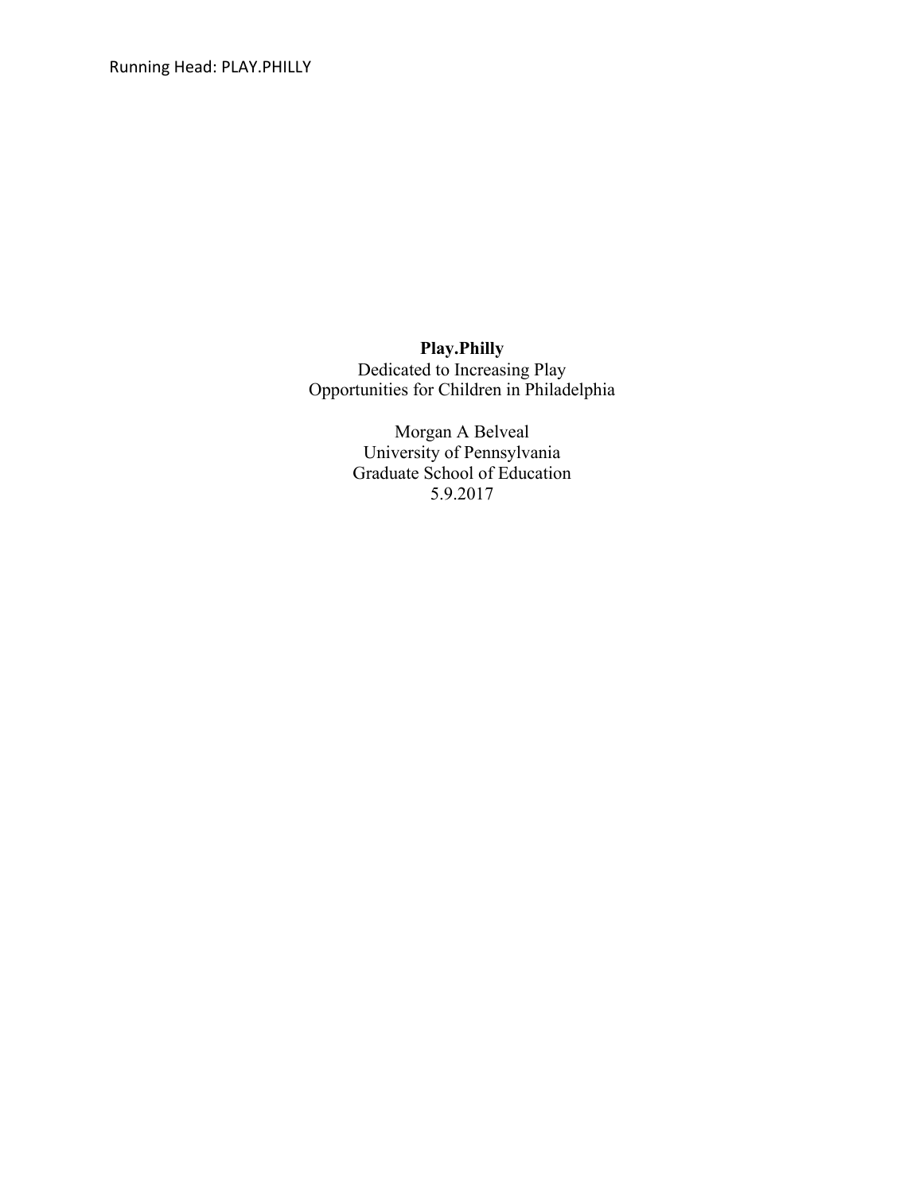**Play.Philly**

Dedicated to Increasing Play
Opportunities for Children in Philadelphia

Morgan A Belveal
University of Pennsylvania
Graduate School of Education
5.9.2017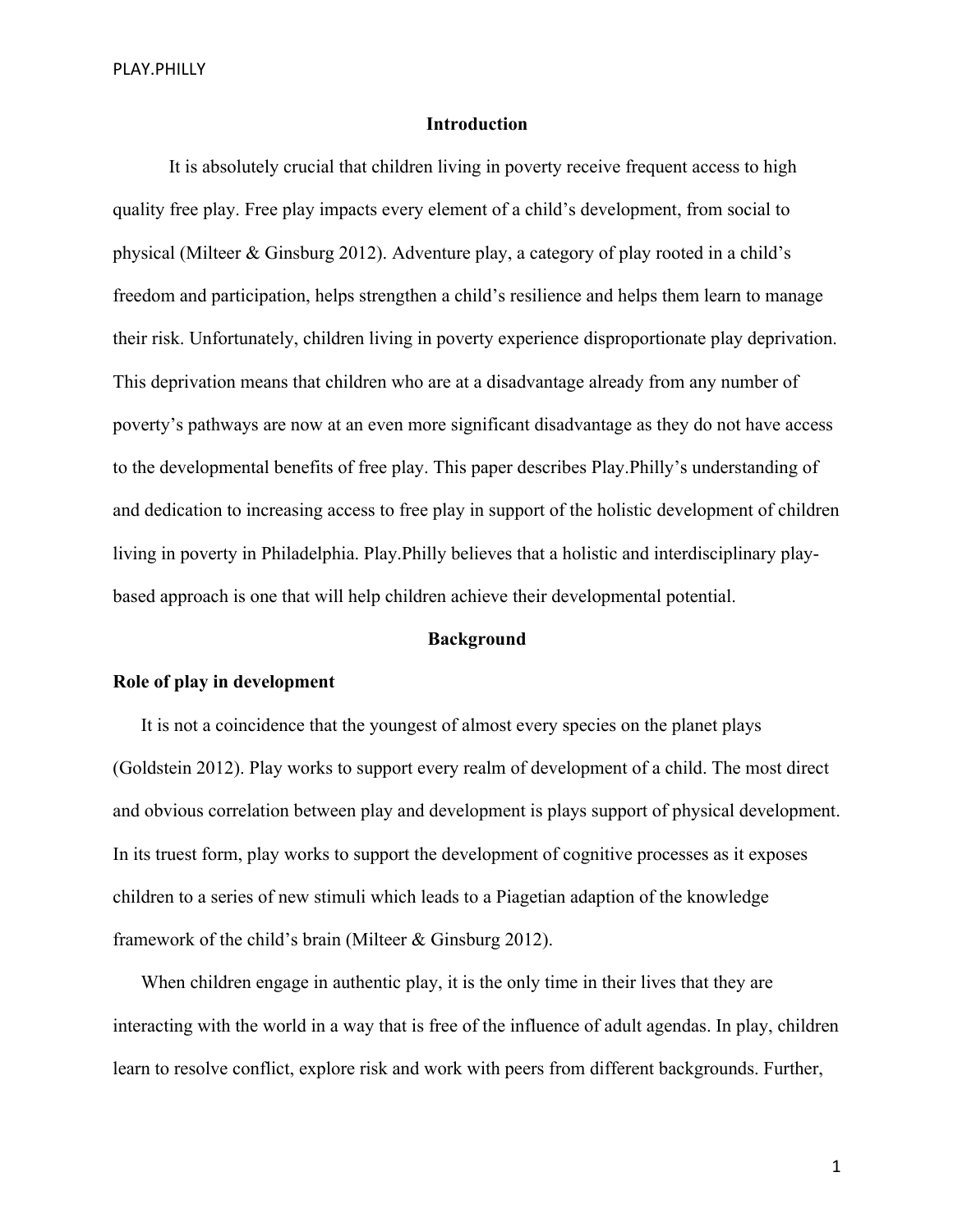## Introduction

It is absolutely crucial that children living in poverty receive frequent access to high quality free play. Free play impacts every element of a child's development, from social to physical (Milteer & Ginsburg 2012). Adventure play, a category of play rooted in a child's freedom and participation, helps strengthen a child's resilience and helps them learn to manage their risk. Unfortunately, children living in poverty experience disproportionate play deprivation. This deprivation means that children who are at a disadvantage already from any number of poverty's pathways are now at an even more significant disadvantage as they do not have access to the developmental benefits of free play. This paper describes Play.Philly's understanding of and dedication to increasing access to free play in support of the holistic development of children living in poverty in Philadelphia. Play.Philly believes that a holistic and interdisciplinary play-based approach is one that will help children achieve their developmental potential.

## Background

### Role of play in development

It is not a coincidence that the youngest of almost every species on the planet plays (Goldstein 2012). Play works to support every realm of development of a child. The most direct and obvious correlation between play and development is plays support of physical development. In its truest form, play works to support the development of cognitive processes as it exposes children to a series of new stimuli which leads to a Piagetian adaption of the knowledge framework of the child's brain (Milteer & Ginsburg 2012).

When children engage in authentic play, it is the only time in their lives that they are interacting with the world in a way that is free of the influence of adult agendas. In play, children learn to resolve conflict, explore risk and work with peers from different backgrounds. Further,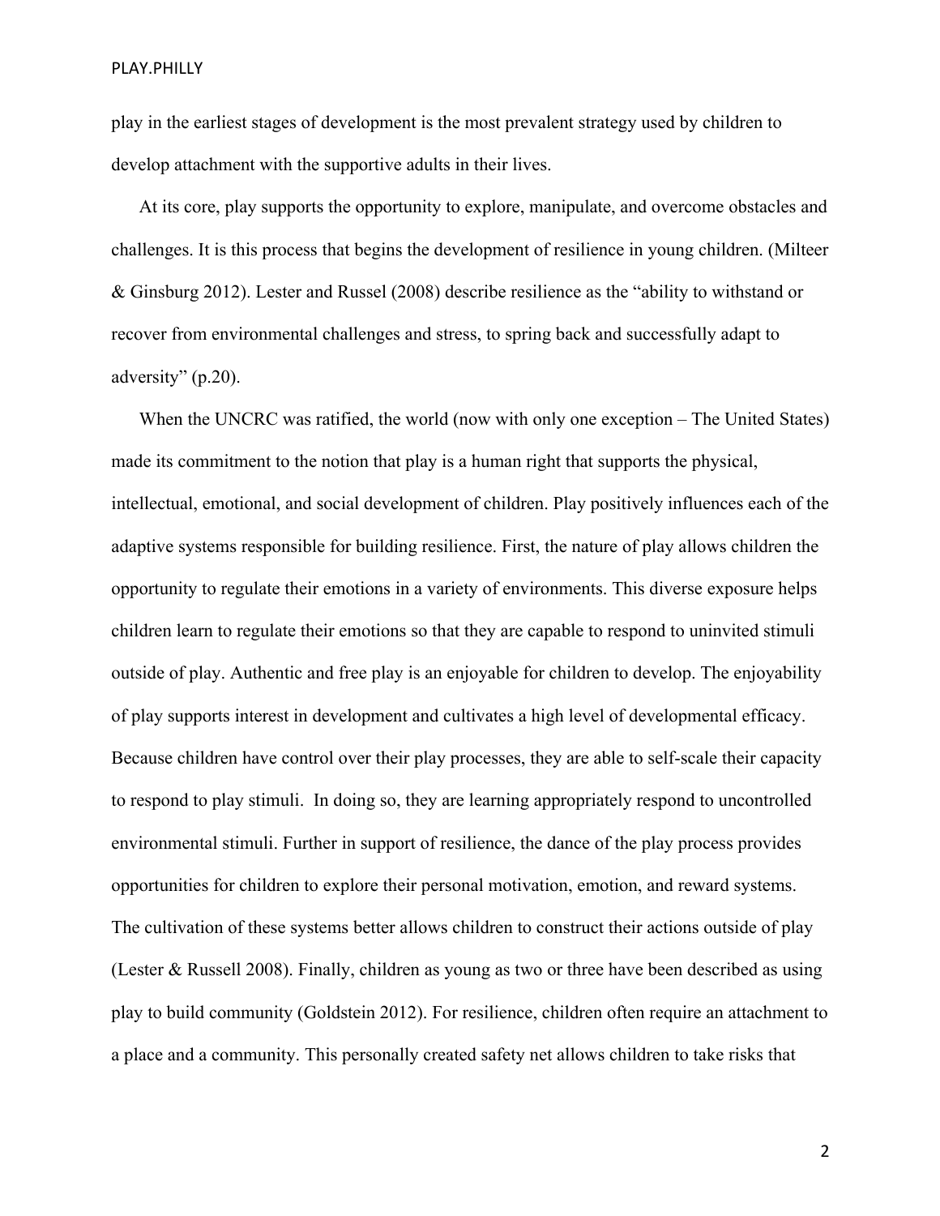play in the earliest stages of development is the most prevalent strategy used by children to develop attachment with the supportive adults in their lives.

At its core, play supports the opportunity to explore, manipulate, and overcome obstacles and challenges. It is this process that begins the development of resilience in young children. (Milteer & Ginsburg 2012). Lester and Russel (2008) describe resilience as the "ability to withstand or recover from environmental challenges and stress, to spring back and successfully adapt to adversity" (p.20).

When the UNCRC was ratified, the world (now with only one exception – The United States) made its commitment to the notion that play is a human right that supports the physical, intellectual, emotional, and social development of children. Play positively influences each of the adaptive systems responsible for building resilience. First, the nature of play allows children the opportunity to regulate their emotions in a variety of environments. This diverse exposure helps children learn to regulate their emotions so that they are capable to respond to uninvited stimuli outside of play. Authentic and free play is an enjoyable for children to develop. The enjoyability of play supports interest in development and cultivates a high level of developmental efficacy. Because children have control over their play processes, they are able to self-scale their capacity to respond to play stimuli. In doing so, they are learning appropriately respond to uncontrolled environmental stimuli. Further in support of resilience, the dance of the play process provides opportunities for children to explore their personal motivation, emotion, and reward systems. The cultivation of these systems better allows children to construct their actions outside of play (Lester & Russell 2008). Finally, children as young as two or three have been described as using play to build community (Goldstein 2012). For resilience, children often require an attachment to a place and a community. This personally created safety net allows children to take risks that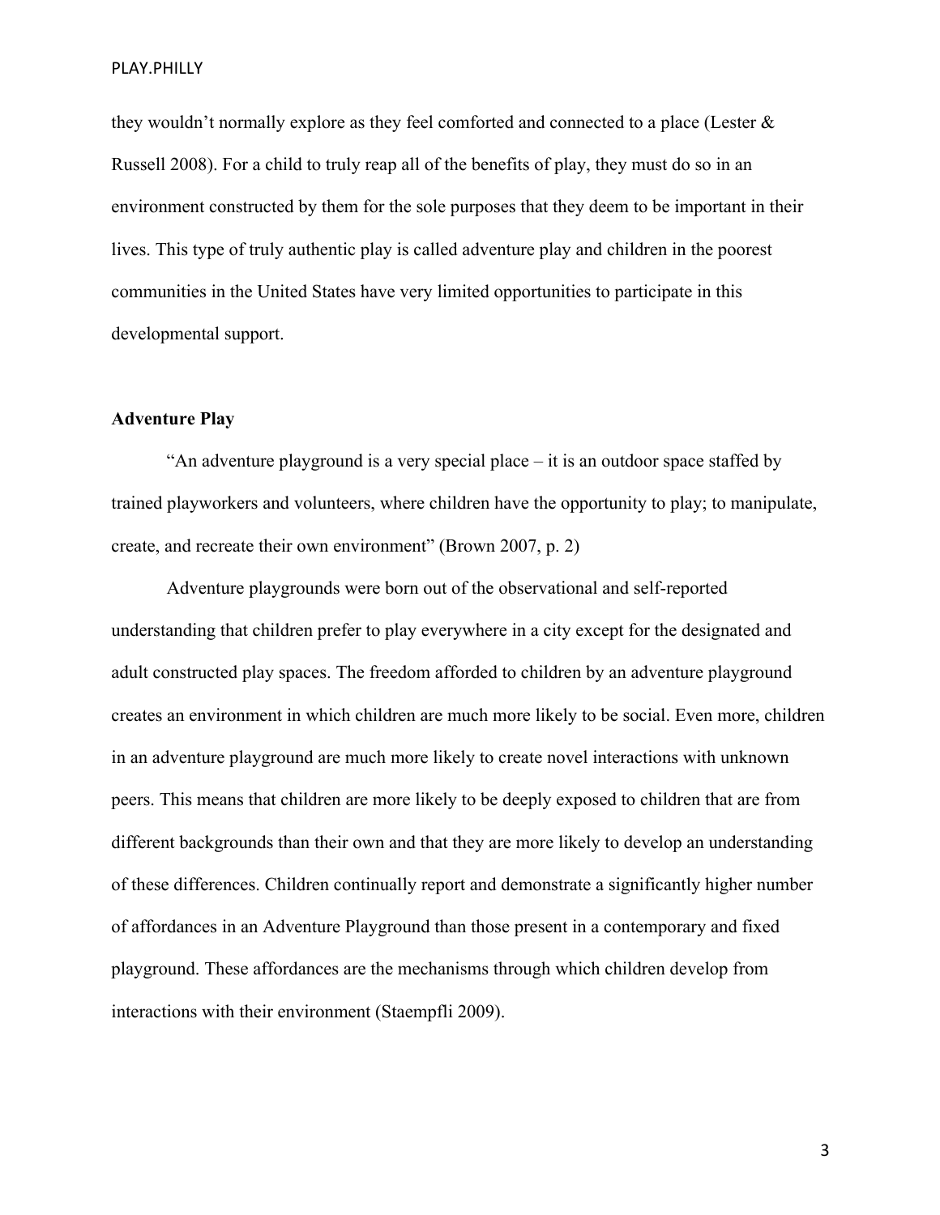they wouldn't normally explore as they feel comforted and connected to a place (Lester & Russell 2008). For a child to truly reap all of the benefits of play, they must do so in an environment constructed by them for the sole purposes that they deem to be important in their lives. This type of truly authentic play is called adventure play and children in the poorest communities in the United States have very limited opportunities to participate in this developmental support.

**Adventure Play**

"An adventure playground is a very special place – it is an outdoor space staffed by trained playworkers and volunteers, where children have the opportunity to play; to manipulate, create, and recreate their own environment" (Brown 2007, p. 2)

Adventure playgrounds were born out of the observational and self-reported understanding that children prefer to play everywhere in a city except for the designated and adult constructed play spaces. The freedom afforded to children by an adventure playground creates an environment in which children are much more likely to be social. Even more, children in an adventure playground are much more likely to create novel interactions with unknown peers. This means that children are more likely to be deeply exposed to children that are from different backgrounds than their own and that they are more likely to develop an understanding of these differences. Children continually report and demonstrate a significantly higher number of affordances in an Adventure Playground than those present in a contemporary and fixed playground. These affordances are the mechanisms through which children develop from interactions with their environment (Staempfli 2009).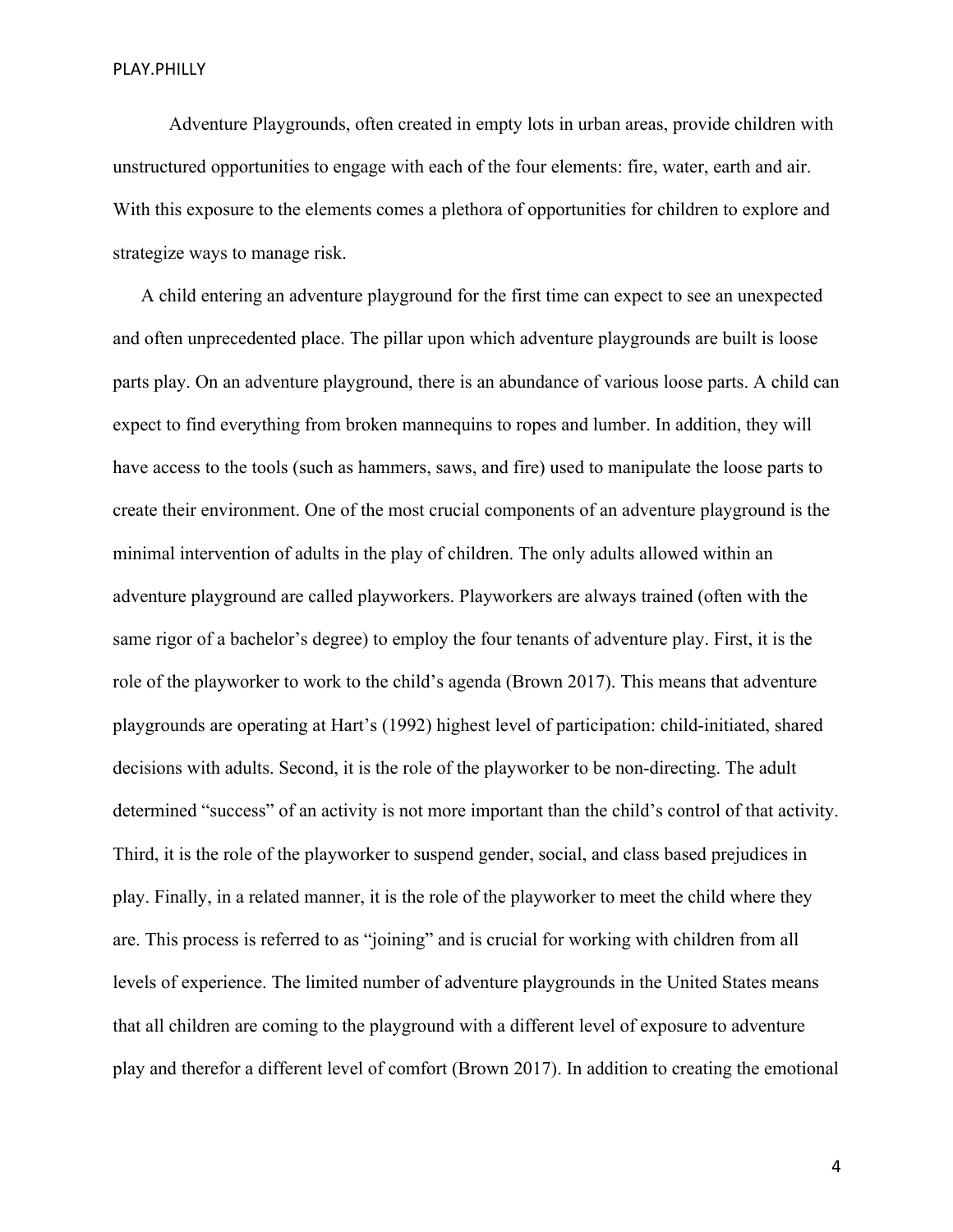Adventure Playgrounds, often created in empty lots in urban areas, provide children with unstructured opportunities to engage with each of the four elements: fire, water, earth and air. With this exposure to the elements comes a plethora of opportunities for children to explore and strategize ways to manage risk.

A child entering an adventure playground for the first time can expect to see an unexpected and often unprecedented place. The pillar upon which adventure playgrounds are built is loose parts play. On an adventure playground, there is an abundance of various loose parts. A child can expect to find everything from broken mannequins to ropes and lumber. In addition, they will have access to the tools (such as hammers, saws, and fire) used to manipulate the loose parts to create their environment. One of the most crucial components of an adventure playground is the minimal intervention of adults in the play of children. The only adults allowed within an adventure playground are called playworkers. Playworkers are always trained (often with the same rigor of a bachelor's degree) to employ the four tenants of adventure play. First, it is the role of the playworker to work to the child's agenda (Brown 2017). This means that adventure playgrounds are operating at Hart's (1992) highest level of participation: child-initiated, shared decisions with adults. Second, it is the role of the playworker to be non-directing. The adult determined "success" of an activity is not more important than the child's control of that activity. Third, it is the role of the playworker to suspend gender, social, and class based prejudices in play. Finally, in a related manner, it is the role of the playworker to meet the child where they are. This process is referred to as "joining" and is crucial for working with children from all levels of experience. The limited number of adventure playgrounds in the United States means that all children are coming to the playground with a different level of exposure to adventure play and therefor a different level of comfort (Brown 2017). In addition to creating the emotional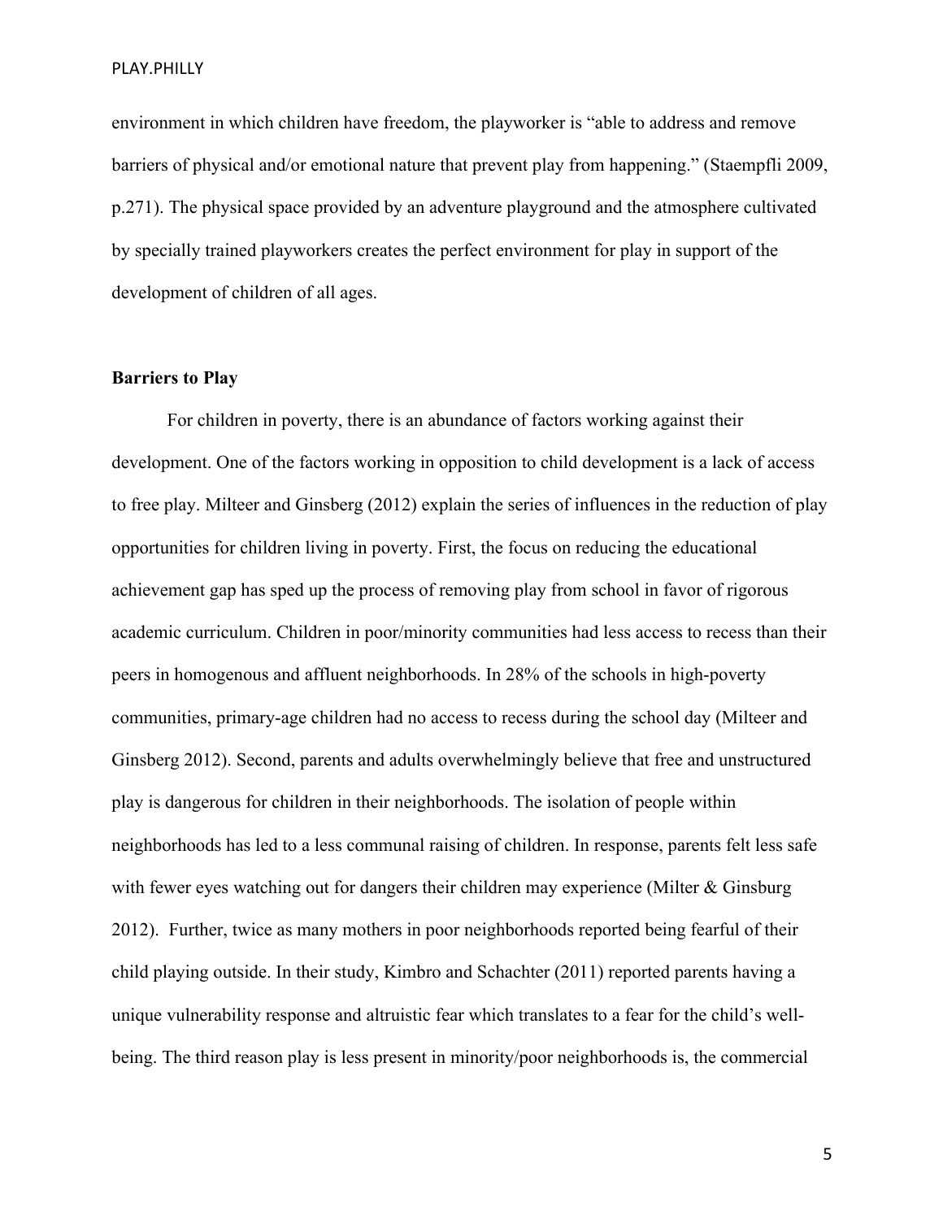environment in which children have freedom, the playworker is "able to address and remove barriers of physical and/or emotional nature that prevent play from happening." (Staempfli 2009, p.271). The physical space provided by an adventure playground and the atmosphere cultivated by specially trained playworkers creates the perfect environment for play in support of the development of children of all ages.

**Barriers to Play**

For children in poverty, there is an abundance of factors working against their development. One of the factors working in opposition to child development is a lack of access to free play. Milteer and Ginsberg (2012) explain the series of influences in the reduction of play opportunities for children living in poverty. First, the focus on reducing the educational achievement gap has sped up the process of removing play from school in favor of rigorous academic curriculum. Children in poor/minority communities had less access to recess than their peers in homogenous and affluent neighborhoods. In 28% of the schools in high-poverty communities, primary-age children had no access to recess during the school day (Milteer and Ginsberg 2012). Second, parents and adults overwhelmingly believe that free and unstructured play is dangerous for children in their neighborhoods. The isolation of people within neighborhoods has led to a less communal raising of children. In response, parents felt less safe with fewer eyes watching out for dangers their children may experience (Milter & Ginsburg 2012). Further, twice as many mothers in poor neighborhoods reported being fearful of their child playing outside. In their study, Kimbro and Schachter (2011) reported parents having a unique vulnerability response and altruistic fear which translates to a fear for the child's well-being. The third reason play is less present in minority/poor neighborhoods is, the commercial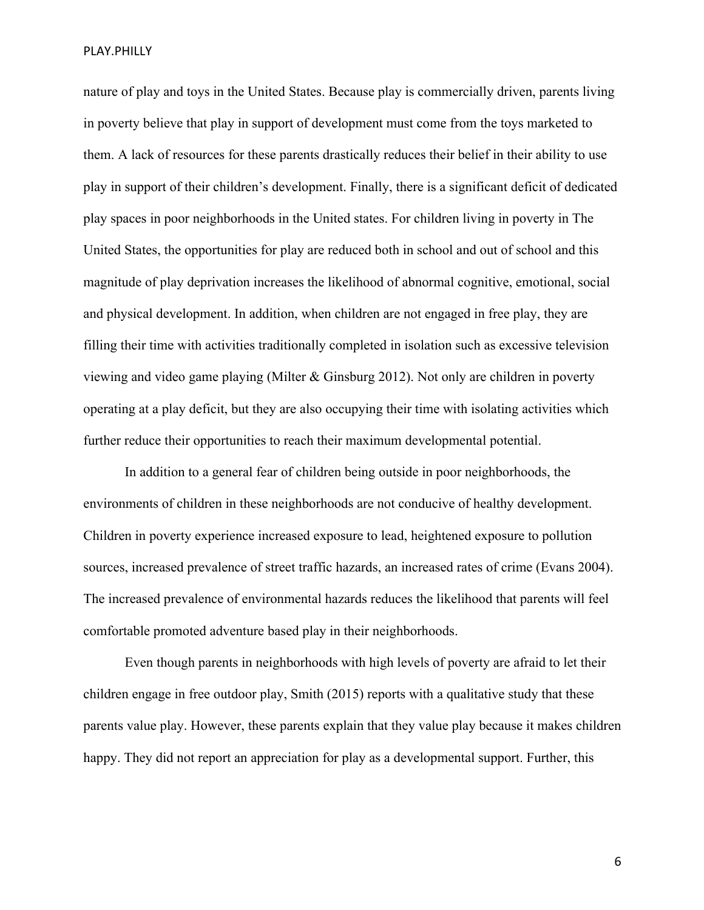nature of play and toys in the United States. Because play is commercially driven, parents living in poverty believe that play in support of development must come from the toys marketed to them. A lack of resources for these parents drastically reduces their belief in their ability to use play in support of their children's development. Finally, there is a significant deficit of dedicated play spaces in poor neighborhoods in the United states. For children living in poverty in The United States, the opportunities for play are reduced both in school and out of school and this magnitude of play deprivation increases the likelihood of abnormal cognitive, emotional, social and physical development. In addition, when children are not engaged in free play, they are filling their time with activities traditionally completed in isolation such as excessive television viewing and video game playing (Milter & Ginsburg 2012). Not only are children in poverty operating at a play deficit, but they are also occupying their time with isolating activities which further reduce their opportunities to reach their maximum developmental potential.

In addition to a general fear of children being outside in poor neighborhoods, the environments of children in these neighborhoods are not conducive of healthy development. Children in poverty experience increased exposure to lead, heightened exposure to pollution sources, increased prevalence of street traffic hazards, an increased rates of crime (Evans 2004). The increased prevalence of environmental hazards reduces the likelihood that parents will feel comfortable promoted adventure based play in their neighborhoods.

Even though parents in neighborhoods with high levels of poverty are afraid to let their children engage in free outdoor play, Smith (2015) reports with a qualitative study that these parents value play. However, these parents explain that they value play because it makes children happy. They did not report an appreciation for play as a developmental support. Further, this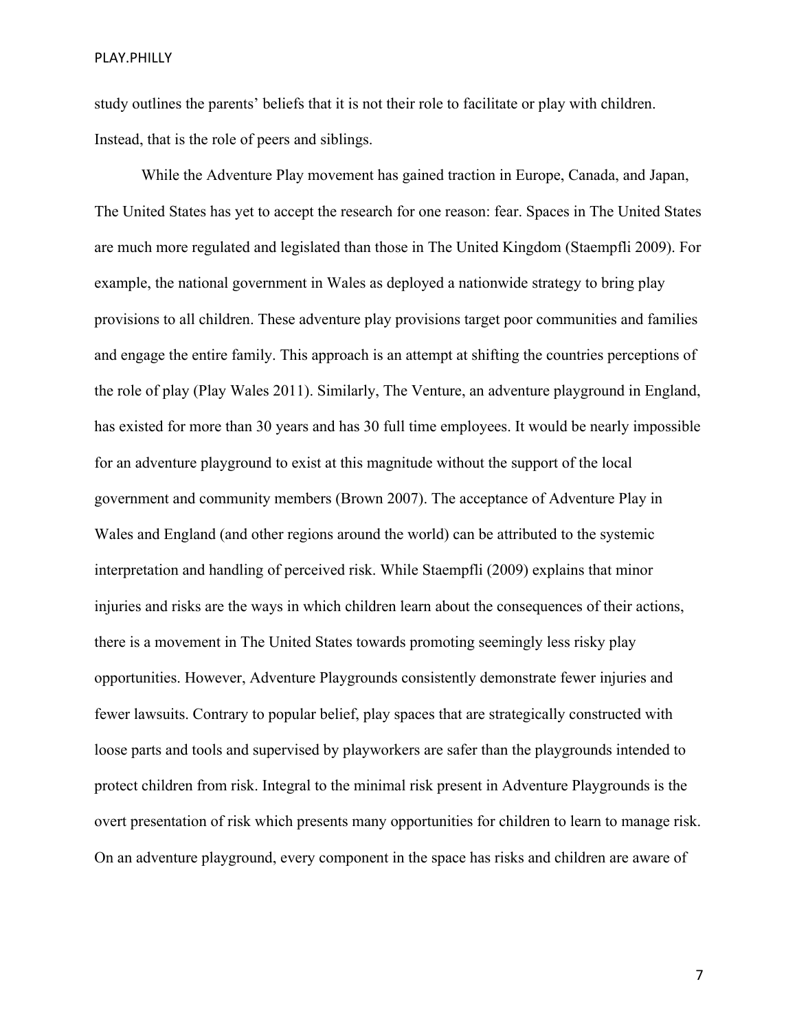study outlines the parents' beliefs that it is not their role to facilitate or play with children. Instead, that is the role of peers and siblings.

While the Adventure Play movement has gained traction in Europe, Canada, and Japan, The United States has yet to accept the research for one reason: fear. Spaces in The United States are much more regulated and legislated than those in The United Kingdom (Staempfli 2009). For example, the national government in Wales as deployed a nationwide strategy to bring play provisions to all children. These adventure play provisions target poor communities and families and engage the entire family. This approach is an attempt at shifting the countries perceptions of the role of play (Play Wales 2011). Similarly, The Venture, an adventure playground in England, has existed for more than 30 years and has 30 full time employees. It would be nearly impossible for an adventure playground to exist at this magnitude without the support of the local government and community members (Brown 2007). The acceptance of Adventure Play in Wales and England (and other regions around the world) can be attributed to the systemic interpretation and handling of perceived risk. While Staempfli (2009) explains that minor injuries and risks are the ways in which children learn about the consequences of their actions, there is a movement in The United States towards promoting seemingly less risky play opportunities. However, Adventure Playgrounds consistently demonstrate fewer injuries and fewer lawsuits. Contrary to popular belief, play spaces that are strategically constructed with loose parts and tools and supervised by playworkers are safer than the playgrounds intended to protect children from risk. Integral to the minimal risk present in Adventure Playgrounds is the overt presentation of risk which presents many opportunities for children to learn to manage risk. On an adventure playground, every component in the space has risks and children are aware of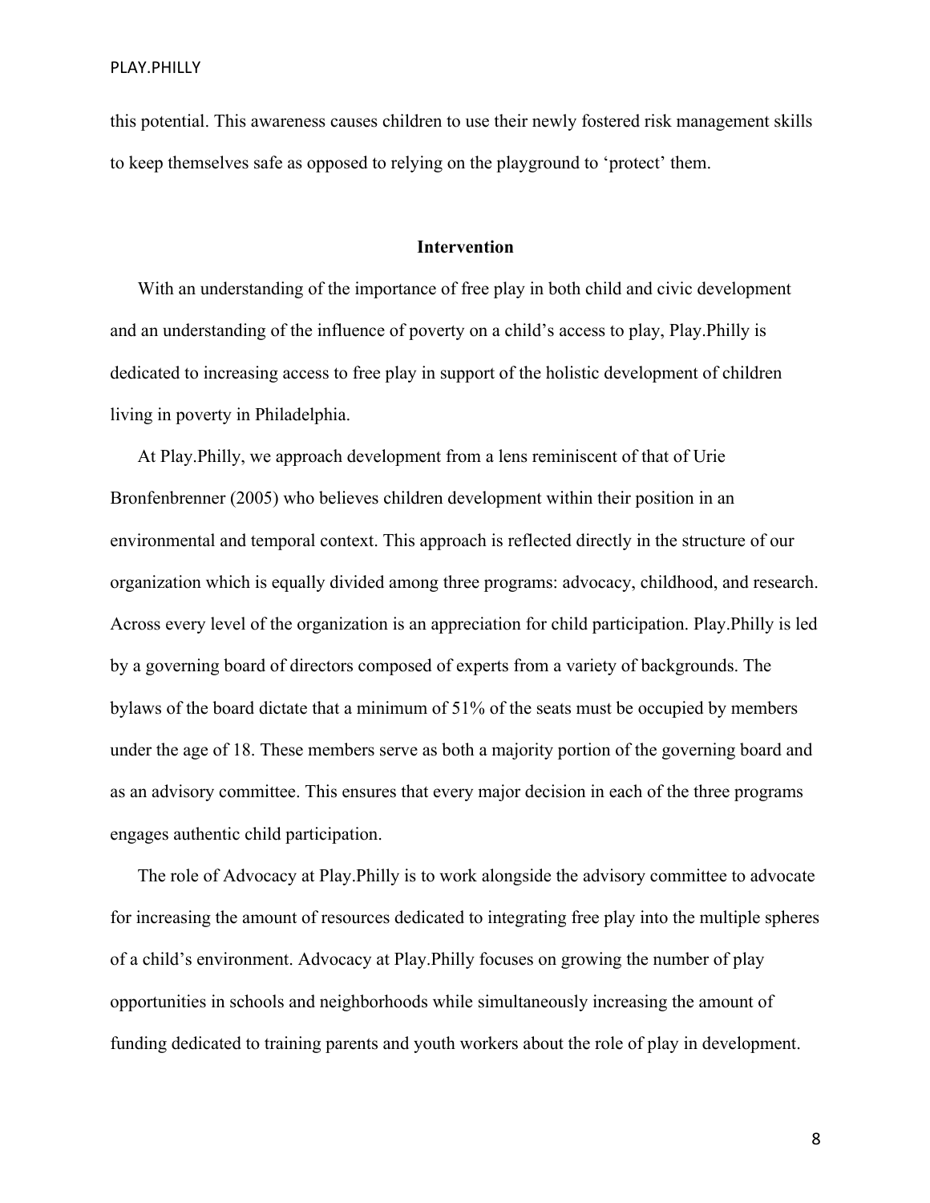this potential. This awareness causes children to use their newly fostered risk management skills to keep themselves safe as opposed to relying on the playground to 'protect' them.

## Intervention

With an understanding of the importance of free play in both child and civic development and an understanding of the influence of poverty on a child's access to play, Play.Philly is dedicated to increasing access to free play in support of the holistic development of children living in poverty in Philadelphia.

At Play.Philly, we approach development from a lens reminiscent of that of Urie Bronfenbrenner (2005) who believes children development within their position in an environmental and temporal context. This approach is reflected directly in the structure of our organization which is equally divided among three programs: advocacy, childhood, and research. Across every level of the organization is an appreciation for child participation. Play.Philly is led by a governing board of directors composed of experts from a variety of backgrounds. The bylaws of the board dictate that a minimum of 51% of the seats must be occupied by members under the age of 18. These members serve as both a majority portion of the governing board and as an advisory committee. This ensures that every major decision in each of the three programs engages authentic child participation.

The role of Advocacy at Play.Philly is to work alongside the advisory committee to advocate for increasing the amount of resources dedicated to integrating free play into the multiple spheres of a child's environment. Advocacy at Play.Philly focuses on growing the number of play opportunities in schools and neighborhoods while simultaneously increasing the amount of funding dedicated to training parents and youth workers about the role of play in development.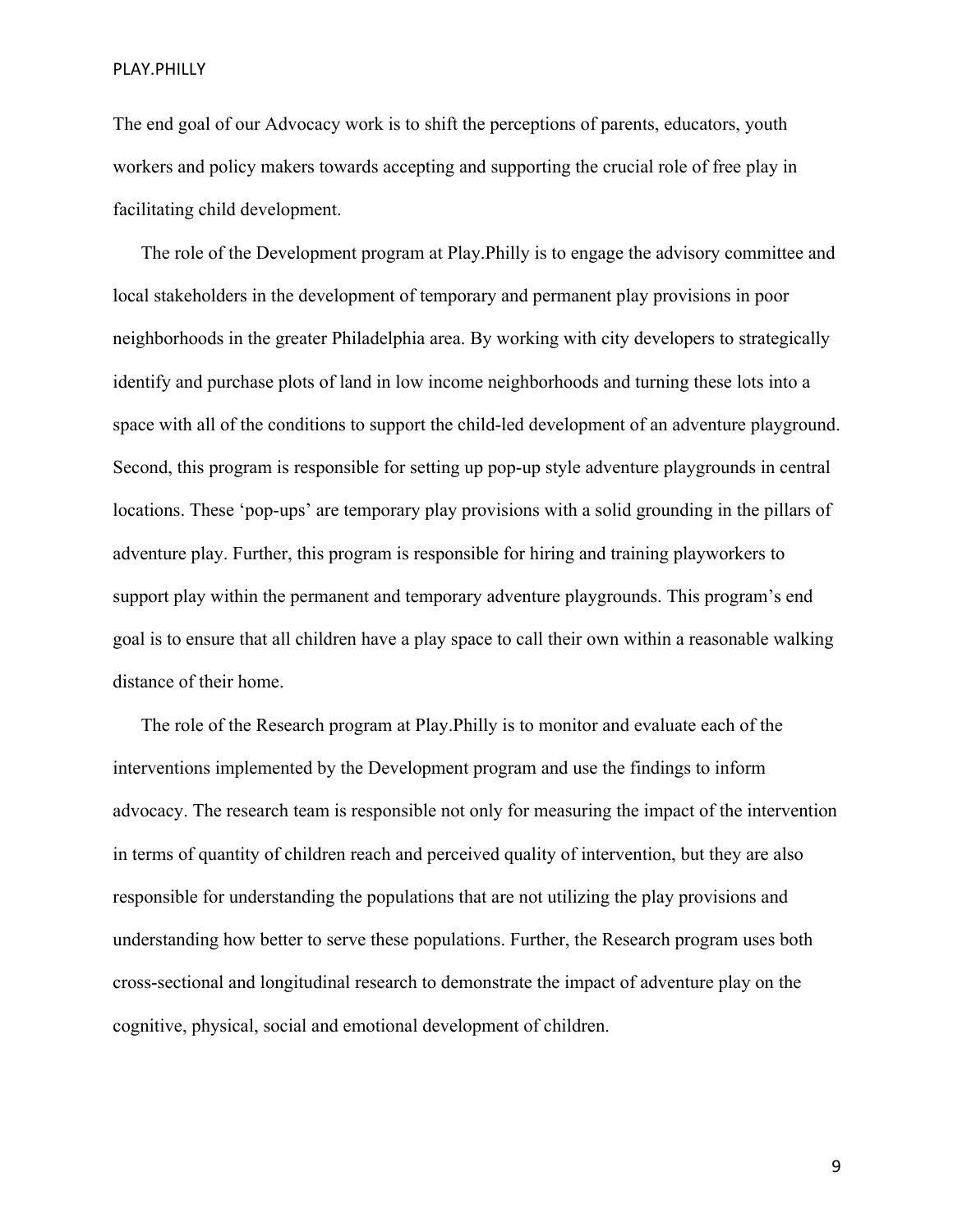The end goal of our Advocacy work is to shift the perceptions of parents, educators, youth workers and policy makers towards accepting and supporting the crucial role of free play in facilitating child development.

The role of the Development program at Play.Philly is to engage the advisory committee and local stakeholders in the development of temporary and permanent play provisions in poor neighborhoods in the greater Philadelphia area. By working with city developers to strategically identify and purchase plots of land in low income neighborhoods and turning these lots into a space with all of the conditions to support the child-led development of an adventure playground. Second, this program is responsible for setting up pop-up style adventure playgrounds in central locations. These 'pop-ups' are temporary play provisions with a solid grounding in the pillars of adventure play. Further, this program is responsible for hiring and training playworkers to support play within the permanent and temporary adventure playgrounds. This program's end goal is to ensure that all children have a play space to call their own within a reasonable walking distance of their home.

The role of the Research program at Play.Philly is to monitor and evaluate each of the interventions implemented by the Development program and use the findings to inform advocacy. The research team is responsible not only for measuring the impact of the intervention in terms of quantity of children reach and perceived quality of intervention, but they are also responsible for understanding the populations that are not utilizing the play provisions and understanding how better to serve these populations. Further, the Research program uses both cross-sectional and longitudinal research to demonstrate the impact of adventure play on the cognitive, physical, social and emotional development of children.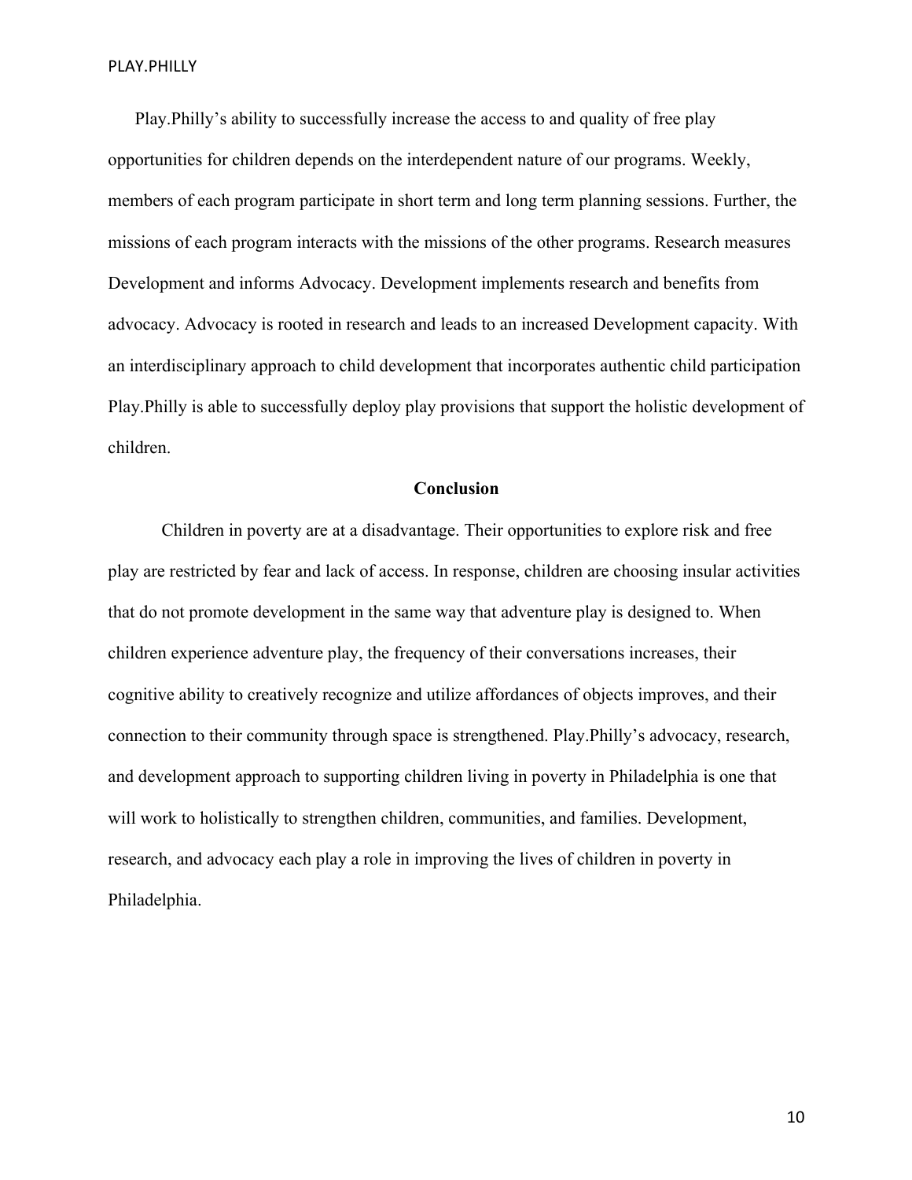Play.Philly's ability to successfully increase the access to and quality of free play opportunities for children depends on the interdependent nature of our programs. Weekly, members of each program participate in short term and long term planning sessions. Further, the missions of each program interacts with the missions of the other programs. Research measures Development and informs Advocacy. Development implements research and benefits from advocacy. Advocacy is rooted in research and leads to an increased Development capacity. With an interdisciplinary approach to child development that incorporates authentic child participation Play.Philly is able to successfully deploy play provisions that support the holistic development of children.

## Conclusion

Children in poverty are at a disadvantage. Their opportunities to explore risk and free play are restricted by fear and lack of access. In response, children are choosing insular activities that do not promote development in the same way that adventure play is designed to. When children experience adventure play, the frequency of their conversations increases, their cognitive ability to creatively recognize and utilize affordances of objects improves, and their connection to their community through space is strengthened. Play.Philly's advocacy, research, and development approach to supporting children living in poverty in Philadelphia is one that will work to holistically to strengthen children, communities, and families. Development, research, and advocacy each play a role in improving the lives of children in poverty in Philadelphia.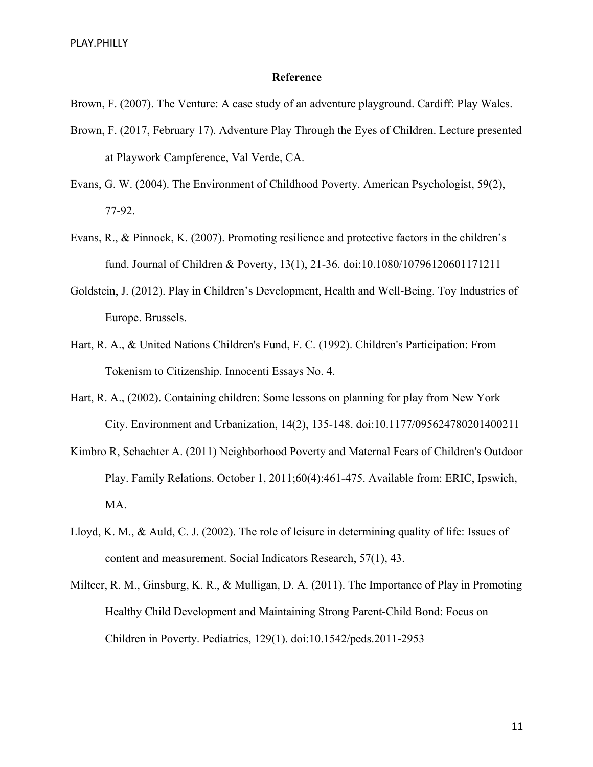## Reference

Brown, F. (2007). The Venture: A case study of an adventure playground. Cardiff: Play Wales.

Brown, F. (2017, February 17). Adventure Play Through the Eyes of Children. Lecture presented at Playwork Campference, Val Verde, CA.

Evans, G. W. (2004). The Environment of Childhood Poverty. American Psychologist, 59(2), 77-92.

Evans, R., & Pinnock, K. (2007). Promoting resilience and protective factors in the children's fund. Journal of Children & Poverty, 13(1), 21-36. doi:10.1080/10796120601171211

Goldstein, J. (2012). Play in Children's Development, Health and Well-Being. Toy Industries of Europe. Brussels.

Hart, R. A., & United Nations Children's Fund, F. C. (1992). Children's Participation: From Tokenism to Citizenship. Innocenti Essays No. 4.

Hart, R. A., (2002). Containing children: Some lessons on planning for play from New York City. Environment and Urbanization, 14(2), 135-148. doi:10.1177/095624780201400211

Kimbro R, Schachter A. (2011) Neighborhood Poverty and Maternal Fears of Children's Outdoor Play. Family Relations. October 1, 2011;60(4):461-475. Available from: ERIC, Ipswich, MA.

Lloyd, K. M., & Auld, C. J. (2002). The role of leisure in determining quality of life: Issues of content and measurement. Social Indicators Research, 57(1), 43.

Milteer, R. M., Ginsburg, K. R., & Mulligan, D. A. (2011). The Importance of Play in Promoting Healthy Child Development and Maintaining Strong Parent-Child Bond: Focus on Children in Poverty. Pediatrics, 129(1). doi:10.1542/peds.2011-2953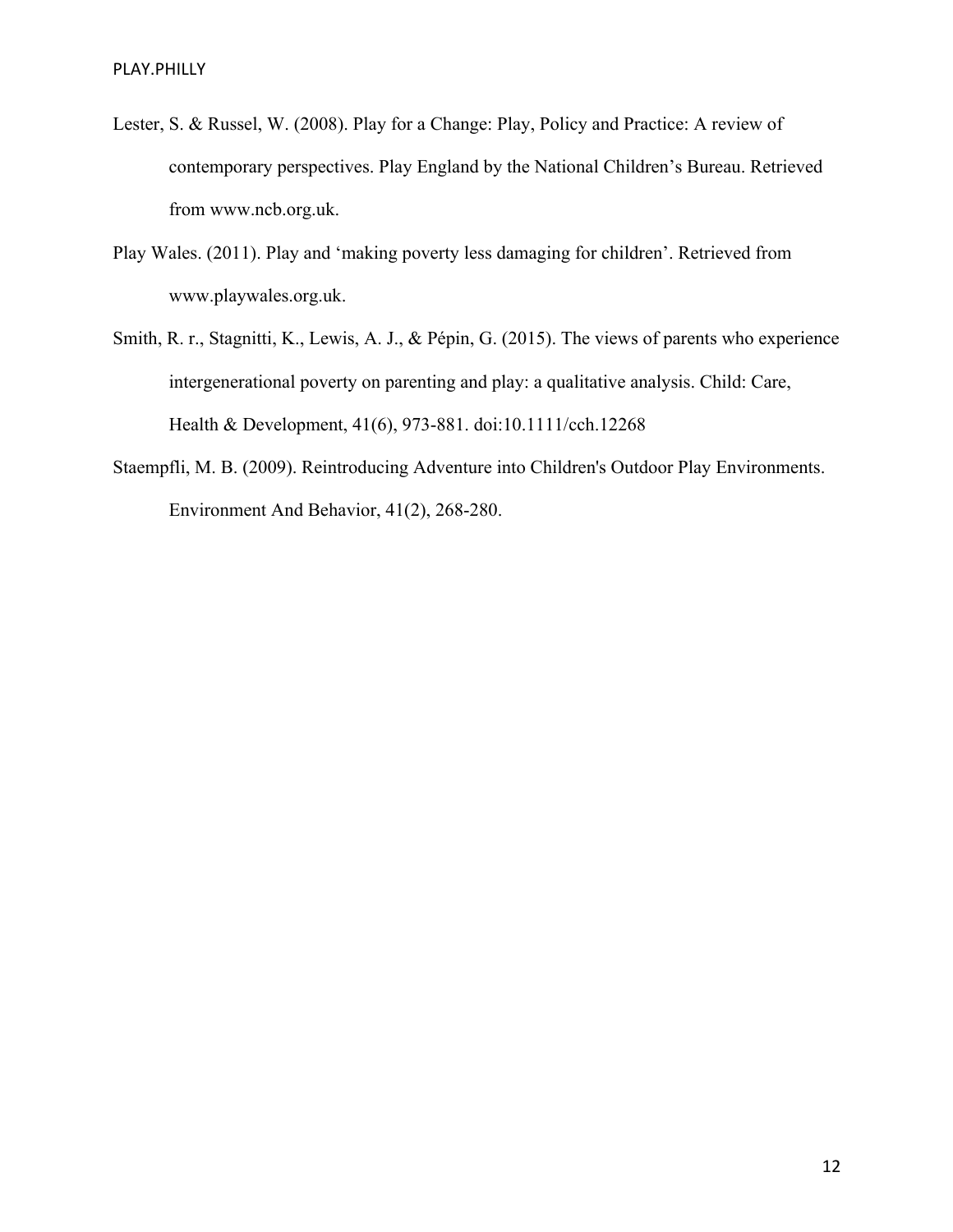Lester, S. & Russel, W. (2008). Play for a Change: Play, Policy and Practice: A review of contemporary perspectives. Play England by the National Children's Bureau. Retrieved from www.ncb.org.uk.

Play Wales. (2011). Play and 'making poverty less damaging for children'. Retrieved from www.playwales.org.uk.

Smith, R. r., Stagnitti, K., Lewis, A. J., & Pépin, G. (2015). The views of parents who experience intergenerational poverty on parenting and play: a qualitative analysis. Child: Care, Health & Development, 41(6), 973-881. doi:10.1111/cch.12268

Staempfli, M. B. (2009). Reintroducing Adventure into Children's Outdoor Play Environments. Environment And Behavior, 41(2), 268-280.